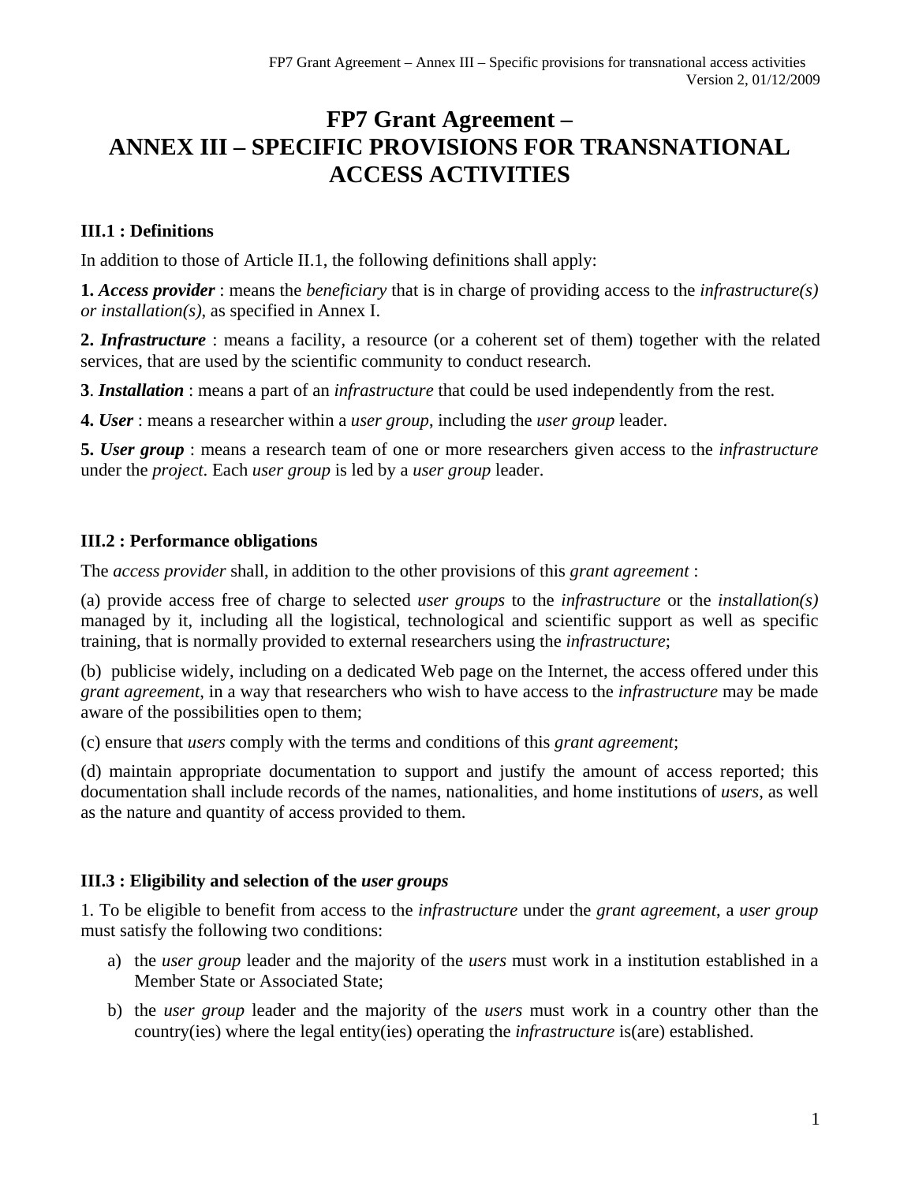# FP7 Grant Agreement – ANNEX III – SPECIFIC PROVISIONS FOR TRANSNATIONAL ACCESS ACTIVITIES

### III.1 : Definitions

In addition to those of Article II.1, the following definitions shall apply:

**1. *Access provider*** : means the *beneficiary* that is in charge of providing access to the *infrastructure(s) or installation(s)*, as specified in Annex I.

**2. *Infrastructure*** : means a facility, a resource (or a coherent set of them) together with the related services, that are used by the scientific community to conduct research.

**3**. ***Installation*** : means a part of an *infrastructure* that could be used independently from the rest.

**4. *User*** : means a researcher within a *user group*, including the *user group* leader.

**5. *User group*** : means a research team of one or more researchers given access to the *infrastructure* under the *project*. Each *user group* is led by a *user group* leader.

### III.2 : Performance obligations

The *access provider* shall, in addition to the other provisions of this *grant agreement* :

(a) provide access free of charge to selected *user groups* to the *infrastructure* or the *installation(s)* managed by it, including all the logistical, technological and scientific support as well as specific training, that is normally provided to external researchers using the *infrastructure*;

(b) publicise widely, including on a dedicated Web page on the Internet, the access offered under this *grant agreement*, in a way that researchers who wish to have access to the *infrastructure* may be made aware of the possibilities open to them;

(c) ensure that *users* comply with the terms and conditions of this *grant agreement*;

(d) maintain appropriate documentation to support and justify the amount of access reported; this documentation shall include records of the names, nationalities, and home institutions of *users*, as well as the nature and quantity of access provided to them.

### III.3 : Eligibility and selection of the *user groups*

1. To be eligible to benefit from access to the *infrastructure* under the *grant agreement*, a *user group* must satisfy the following two conditions:

   a) the *user group* leader and the majority of the *users* must work in a institution established in a Member State or Associated State;

   b) the *user group* leader and the majority of the *users* must work in a country other than the country(ies) where the legal entity(ies) operating the *infrastructure* is(are) established.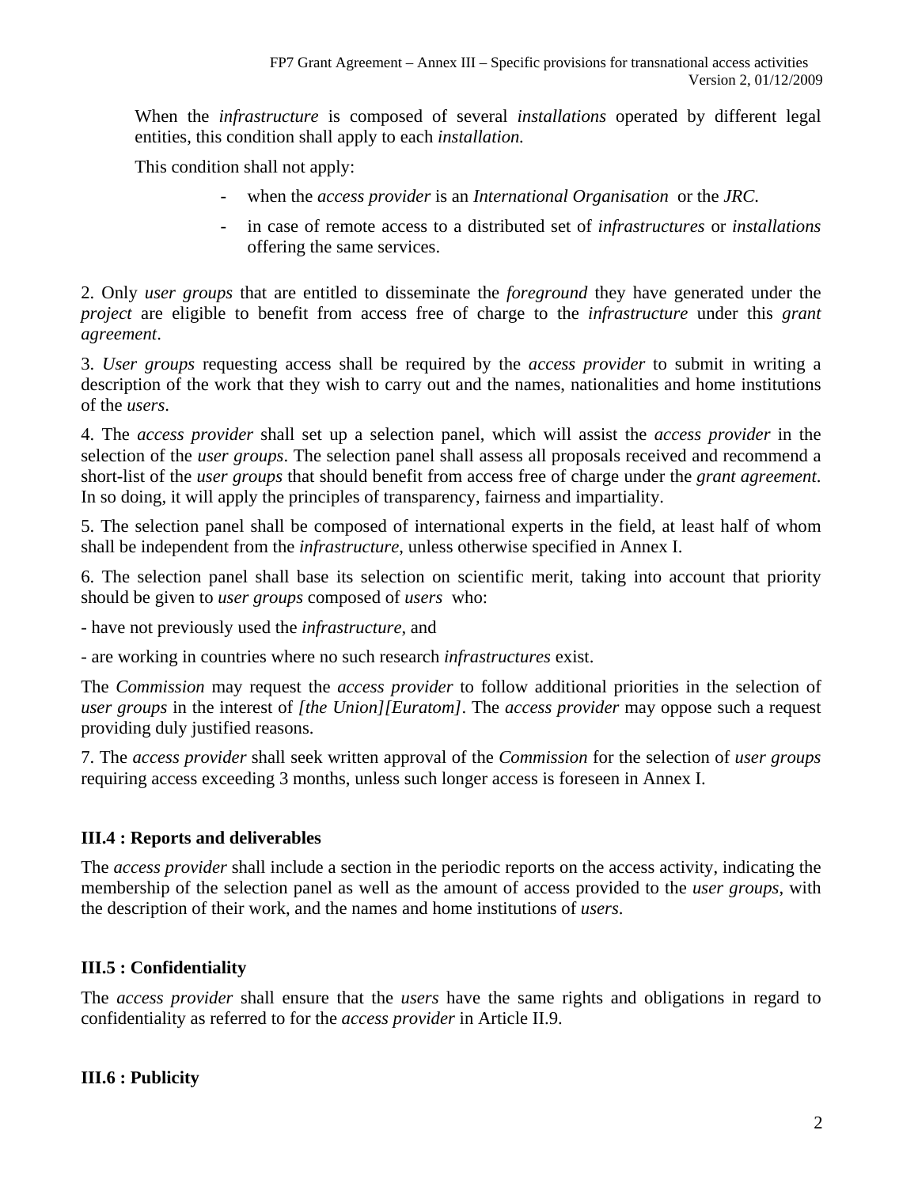When the *infrastructure* is composed of several *installations* operated by different legal entities, this condition shall apply to each *installation.*

This condition shall not apply:

- when the *access provider* is an *International Organisation* or the *JRC*.
- in case of remote access to a distributed set of *infrastructures* or *installations* offering the same services.

2. Only *user groups* that are entitled to disseminate the *foreground* they have generated under the *project* are eligible to benefit from access free of charge to the *infrastructure* under this *grant agreement*.

3. *User groups* requesting access shall be required by the *access provider* to submit in writing a description of the work that they wish to carry out and the names, nationalities and home institutions of the *users*.

4. The *access provider* shall set up a selection panel, which will assist the *access provider* in the selection of the *user groups*. The selection panel shall assess all proposals received and recommend a short-list of the *user groups* that should benefit from access free of charge under the *grant agreement*. In so doing, it will apply the principles of transparency, fairness and impartiality.

5. The selection panel shall be composed of international experts in the field, at least half of whom shall be independent from the *infrastructure*, unless otherwise specified in Annex I.

6. The selection panel shall base its selection on scientific merit, taking into account that priority should be given to *user groups* composed of *users* who:

- have not previously used the *infrastructure*, and
- are working in countries where no such research *infrastructures* exist.

The *Commission* may request the *access provider* to follow additional priorities in the selection of *user groups* in the interest of *[the Union][Euratom]*. The *access provider* may oppose such a request providing duly justified reasons.

7. The *access provider* shall seek written approval of the *Commission* for the selection of *user groups* requiring access exceeding 3 months, unless such longer access is foreseen in Annex I.

### III.4 : Reports and deliverables

The *access provider* shall include a section in the periodic reports on the access activity, indicating the membership of the selection panel as well as the amount of access provided to the *user groups*, with the description of their work, and the names and home institutions of *users*.

### III.5 : Confidentiality

The *access provider* shall ensure that the *users* have the same rights and obligations in regard to confidentiality as referred to for the *access provider* in Article II.9.

### III.6 : Publicity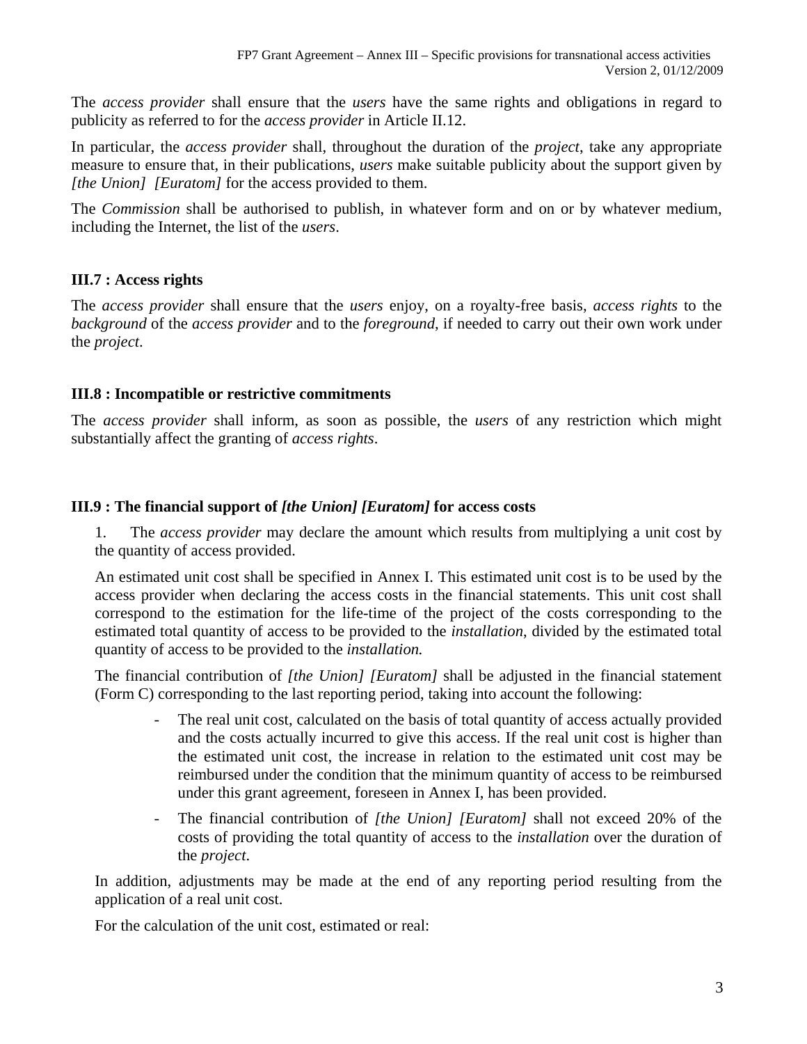The *access provider* shall ensure that the *users* have the same rights and obligations in regard to publicity as referred to for the *access provider* in Article II.12.

In particular, the *access provider* shall, throughout the duration of the *project*, take any appropriate measure to ensure that, in their publications, *users* make suitable publicity about the support given by *[the Union] [Euratom]* for the access provided to them.

The *Commission* shall be authorised to publish, in whatever form and on or by whatever medium, including the Internet, the list of the *users*.

### III.7 : Access rights

The *access provider* shall ensure that the *users* enjoy, on a royalty-free basis, *access rights* to the *background* of the *access provider* and to the *foreground*, if needed to carry out their own work under the *project*.

### III.8 : Incompatible or restrictive commitments

The *access provider* shall inform, as soon as possible, the *users* of any restriction which might substantially affect the granting of *access rights*.

### III.9 : The financial support of *[the Union] [Euratom]* for access costs

1. The *access provider* may declare the amount which results from multiplying a unit cost by the quantity of access provided.

An estimated unit cost shall be specified in Annex I. This estimated unit cost is to be used by the access provider when declaring the access costs in the financial statements. This unit cost shall correspond to the estimation for the life-time of the project of the costs corresponding to the estimated total quantity of access to be provided to the *installation*, divided by the estimated total quantity of access to be provided to the *installation.*

The financial contribution of *[the Union] [Euratom]* shall be adjusted in the financial statement (Form C) corresponding to the last reporting period, taking into account the following:

- The real unit cost, calculated on the basis of total quantity of access actually provided and the costs actually incurred to give this access. If the real unit cost is higher than the estimated unit cost, the increase in relation to the estimated unit cost may be reimbursed under the condition that the minimum quantity of access to be reimbursed under this grant agreement, foreseen in Annex I, has been provided.
- The financial contribution of *[the Union] [Euratom]* shall not exceed 20% of the costs of providing the total quantity of access to the *installation* over the duration of the *project*.

In addition, adjustments may be made at the end of any reporting period resulting from the application of a real unit cost.

For the calculation of the unit cost, estimated or real: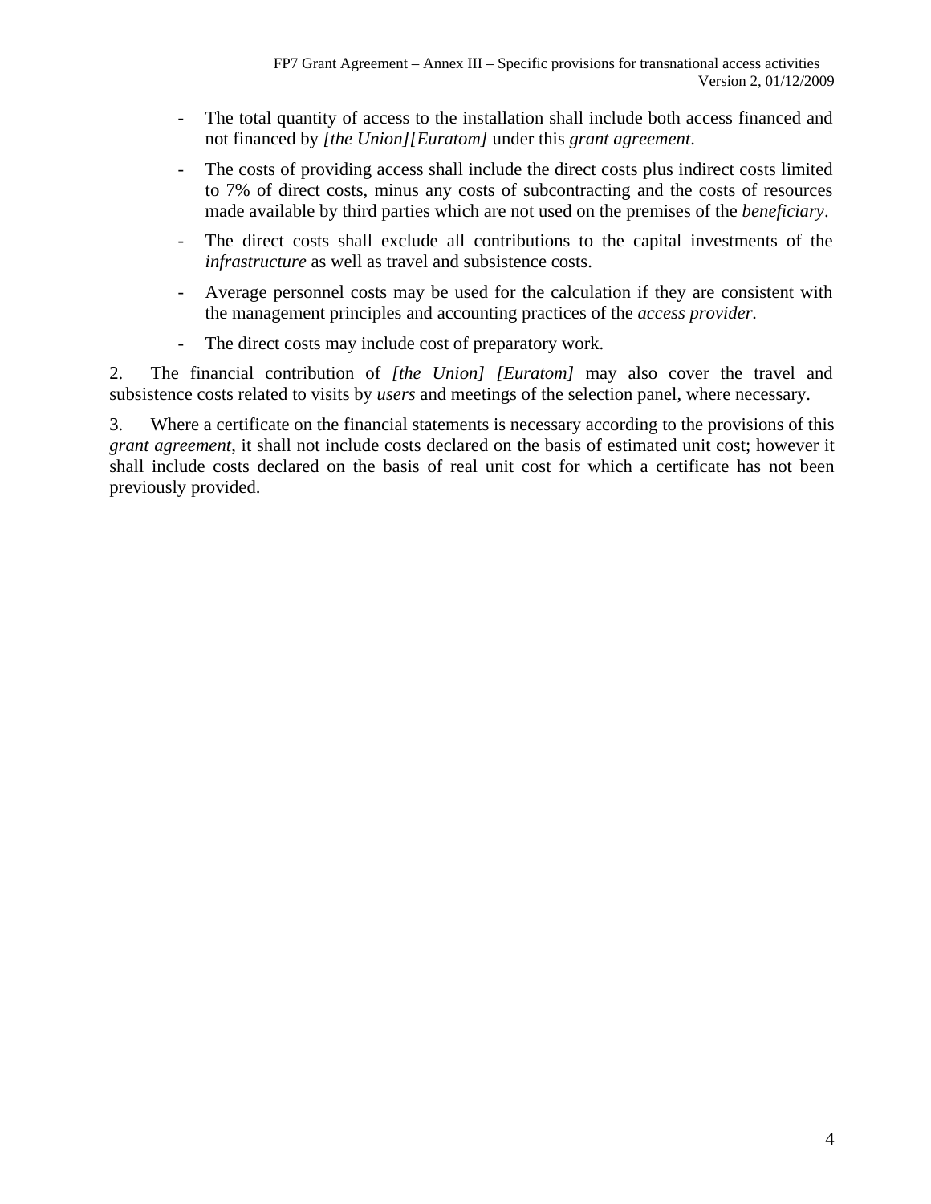- The total quantity of access to the installation shall include both access financed and not financed by *[the Union][Euratom]* under this *grant agreement*.
- The costs of providing access shall include the direct costs plus indirect costs limited to 7% of direct costs, minus any costs of subcontracting and the costs of resources made available by third parties which are not used on the premises of the *beneficiary*.
- The direct costs shall exclude all contributions to the capital investments of the *infrastructure* as well as travel and subsistence costs.
- Average personnel costs may be used for the calculation if they are consistent with the management principles and accounting practices of the *access provider.*
- The direct costs may include cost of preparatory work.

2. The financial contribution of *[the Union] [Euratom]* may also cover the travel and subsistence costs related to visits by *users* and meetings of the selection panel, where necessary.

3. Where a certificate on the financial statements is necessary according to the provisions of this *grant agreement*, it shall not include costs declared on the basis of estimated unit cost; however it shall include costs declared on the basis of real unit cost for which a certificate has not been previously provided.